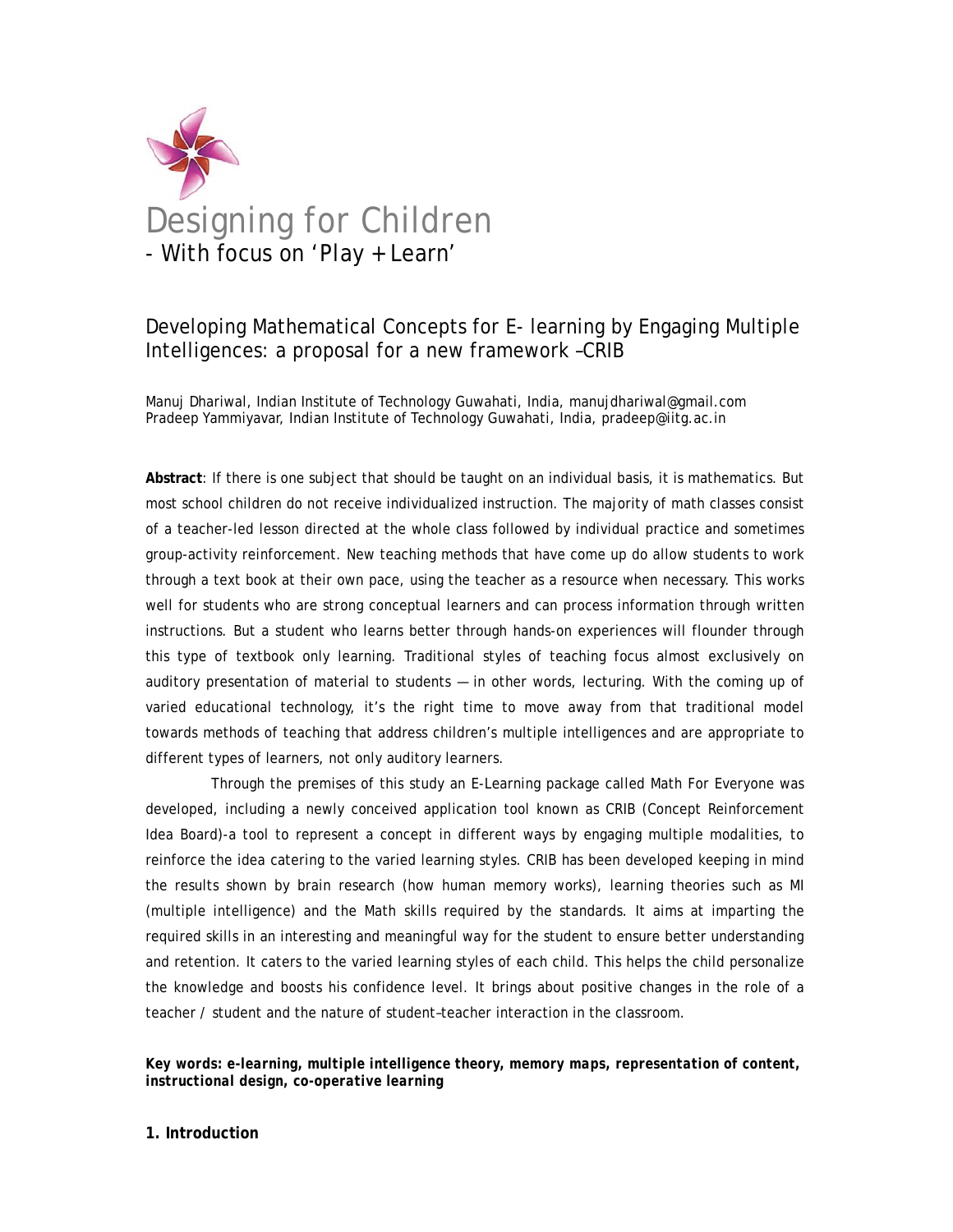# Designing for Children

- With focus on 'Play + Learn'

## Developing Mathematical Concepts for E- learning by Engaging Multiple Intelligences: a proposal for a new framework –CRIB

Manuj Dhariwal, Indian Institute of Technology Guwahati, India, manujdhariwal@gmail.com
Pradeep Yammiyavar, Indian Institute of Technology Guwahati, India, pradeep@iitg.ac.in

**Abstract**: If there is one subject that should be taught on an individual basis, it is mathematics. But most school children do not receive individualized instruction. The majority of math classes consist of a teacher-led lesson directed at the whole class followed by individual practice and sometimes group-activity reinforcement. New teaching methods that have come up do allow students to work through a text book at their own pace, using the teacher as a resource when necessary. This works well for students who are strong conceptual learners and can process information through written instructions. But a student who learns better through hands-on experiences will flounder through this type of textbook only learning. Traditional styles of teaching focus almost exclusively on auditory presentation of material to students — in other words, lecturing. With the coming up of varied educational technology, it's the right time to move away from that traditional model towards methods of teaching that address children's multiple intelligences and are appropriate to different types of learners, not only auditory learners.

Through the premises of this study an E-Learning package called Math For Everyone was developed, including a newly conceived application tool known as CRIB (Concept Reinforcement Idea Board)-a tool to represent a concept in different ways by engaging multiple modalities, to reinforce the idea catering to the varied learning styles. CRIB has been developed keeping in mind the results shown by brain research (how human memory works), learning theories such as MI (multiple intelligence) and the Math skills required by the standards. It aims at imparting the required skills in an interesting and meaningful way for the student to ensure better understanding and retention. It caters to the varied learning styles of each child. This helps the child personalize the knowledge and boosts his confidence level. It brings about positive changes in the role of a teacher / student and the nature of student–teacher interaction in the classroom.

***Key words: e-learning, multiple intelligence theory, memory maps, representation of content, instructional design, co-operative learning***

## 1. Introduction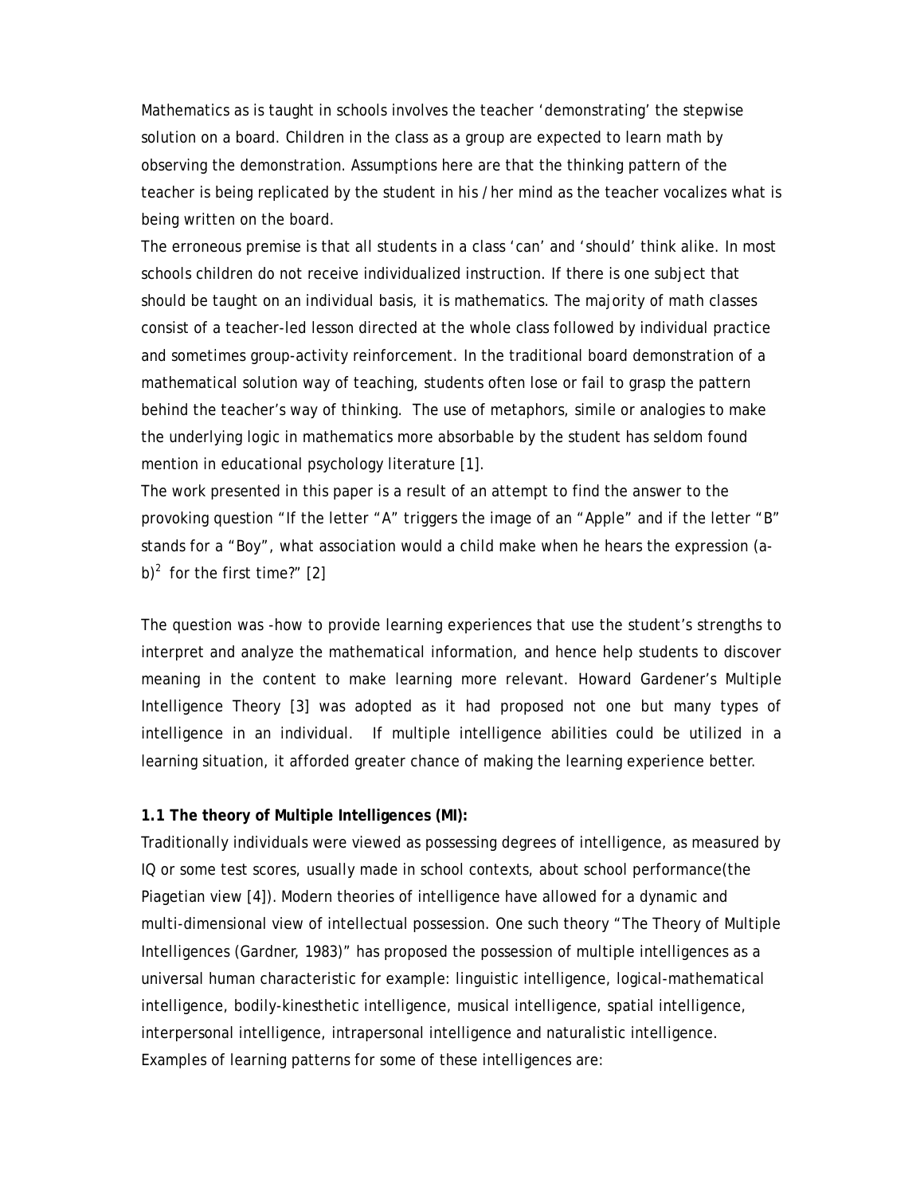Mathematics as is taught in schools involves the teacher 'demonstrating' the stepwise solution on a board. Children in the class as a group are expected to learn math by observing the demonstration. Assumptions here are that the thinking pattern of the teacher is being replicated by the student in his / her mind as the teacher vocalizes what is being written on the board.

The erroneous premise is that all students in a class 'can' and 'should' think alike. In most schools children do not receive individualized instruction. If there is one subject that should be taught on an individual basis, it is mathematics. The majority of math classes consist of a teacher-led lesson directed at the whole class followed by individual practice and sometimes group-activity reinforcement. In the traditional board demonstration of a mathematical solution way of teaching, students often lose or fail to grasp the pattern behind the teacher's way of thinking. The use of metaphors, simile or analogies to make the underlying logic in mathematics more absorbable by the student has seldom found mention in educational psychology literature [1].

The work presented in this paper is a result of an attempt to find the answer to the provoking question "If the letter "A" triggers the image of an "Apple" and if the letter "B" stands for a "Boy", what association would a child make when he hears the expression $(a-b)^2$ for the first time?" [2]

The question was -how to provide learning experiences that use the student's strengths to interpret and analyze the mathematical information, and hence help students to discover meaning in the content to make learning more relevant. Howard Gardener's Multiple Intelligence Theory [3] was adopted as it had proposed not one but many types of intelligence in an individual. If multiple intelligence abilities could be utilized in a learning situation, it afforded greater chance of making the learning experience better.

**1.1 The theory of Multiple Intelligences (MI):**

Traditionally individuals were viewed as possessing degrees of intelligence, as measured by IQ or some test scores, usually made in school contexts, about school performance(the Piagetian view [4]). Modern theories of intelligence have allowed for a dynamic and multi-dimensional view of intellectual possession. One such theory "The Theory of Multiple Intelligences (Gardner, 1983)" has proposed the possession of multiple intelligences as a universal human characteristic for example: linguistic intelligence, logical-mathematical intelligence, bodily-kinesthetic intelligence, musical intelligence, spatial intelligence, interpersonal intelligence, intrapersonal intelligence and naturalistic intelligence. Examples of learning patterns for some of these intelligences are: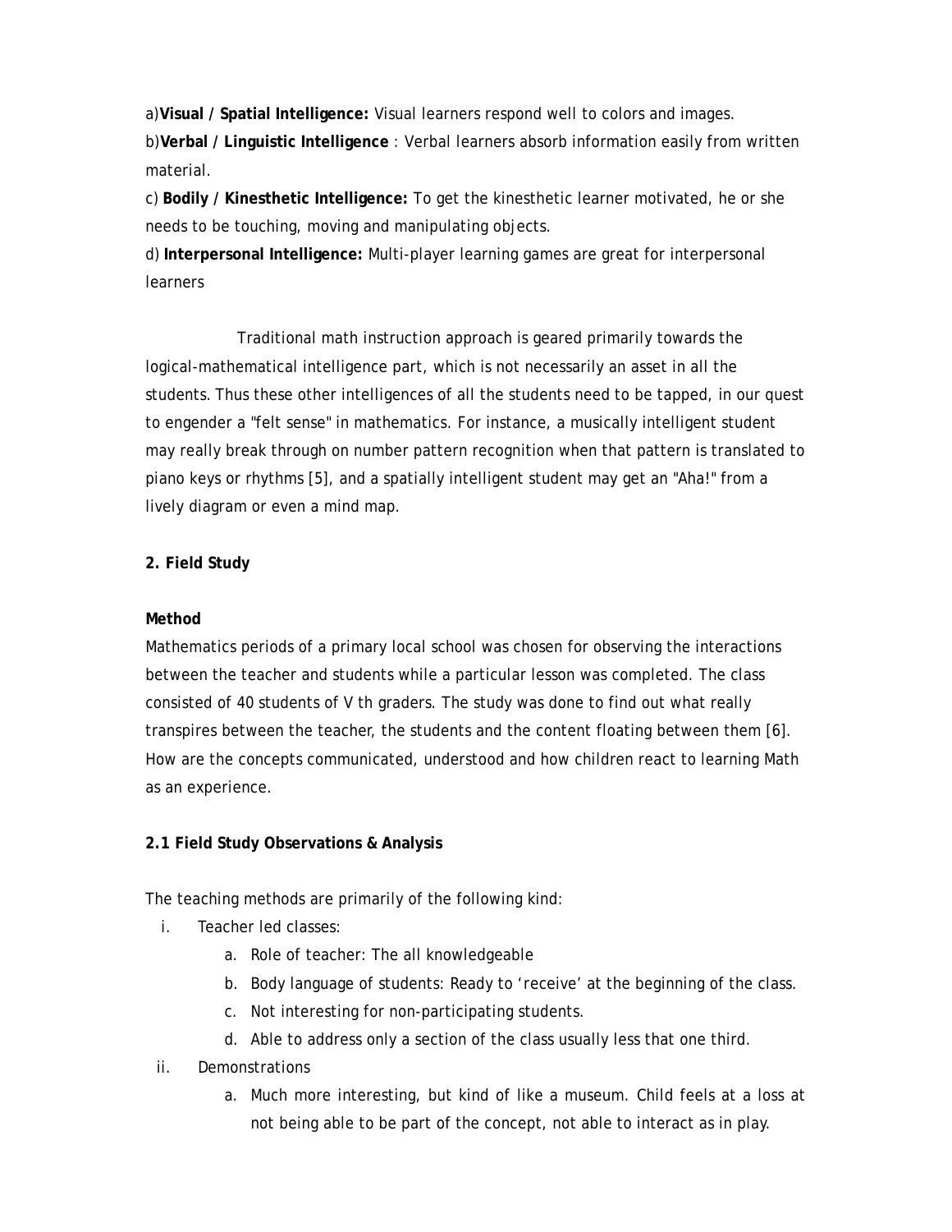a)**Visual / Spatial Intelligence:** Visual learners respond well to colors and images.

b)**Verbal / Linguistic Intelligence** : Verbal learners absorb information easily from written material.

c) **Bodily / Kinesthetic Intelligence:** To get the kinesthetic learner motivated, he or she needs to be touching, moving and manipulating objects.

d) **Interpersonal Intelligence:** Multi-player learning games are great for interpersonal learners

Traditional math instruction approach is geared primarily towards the logical-mathematical intelligence part, which is not necessarily an asset in all the students. Thus these other intelligences of all the students need to be tapped, in our quest to engender a "felt sense" in mathematics. For instance, a musically intelligent student may really break through on number pattern recognition when that pattern is translated to piano keys or rhythms [5], and a spatially intelligent student may get an "Aha!" from a lively diagram or even a mind map.

**2. Field Study**

**Method**

Mathematics periods of a primary local school was chosen for observing the interactions between the teacher and students while a particular lesson was completed. The class consisted of 40 students of V th graders. The study was done to find out what really transpires between the teacher, the students and the content floating between them [6]. How are the concepts communicated, understood and how children react to learning Math as an experience.

**2.1 Field Study Observations & Analysis**

The teaching methods are primarily of the following kind:

i. Teacher led classes:
   a. Role of teacher: The all knowledgeable
   b. Body language of students: Ready to 'receive' at the beginning of the class.
   c. Not interesting for non-participating students.
   d. Able to address only a section of the class usually less that one third.

ii. Demonstrations
   a. Much more interesting, but kind of like a museum. Child feels at a loss at not being able to be part of the concept, not able to interact as in play.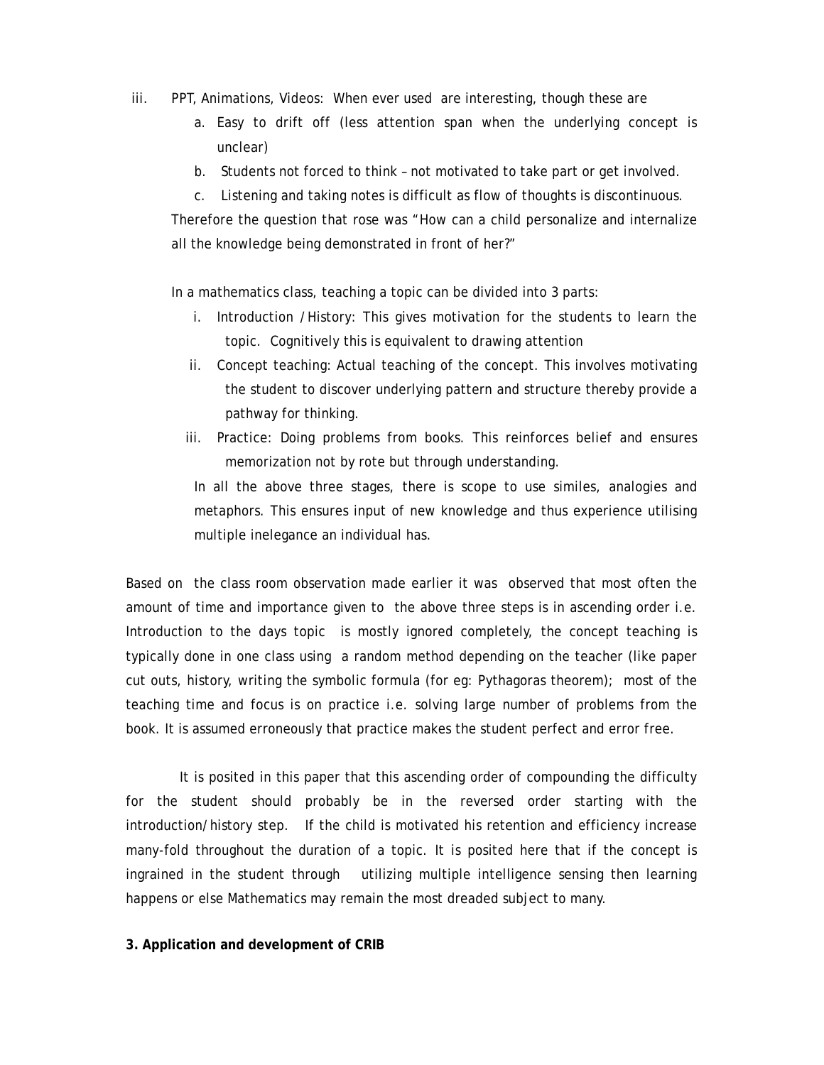iii. PPT, Animations, Videos: When ever used are interesting, though these are

   a. Easy to drift off (less attention span when the underlying concept is unclear)
   b. Students not forced to think – not motivated to take part or get involved.
   c. Listening and taking notes is difficult as flow of thoughts is discontinuous.

   Therefore the question that rose was "How can a child personalize and internalize all the knowledge being demonstrated in front of her?"

   In a mathematics class, teaching a topic can be divided into 3 parts:

   i. Introduction / History: This gives motivation for the students to learn the topic. Cognitively this is equivalent to drawing attention
   ii. Concept teaching: Actual teaching of the concept. This involves motivating the student to discover underlying pattern and structure thereby provide a pathway for thinking.
   iii. Practice: Doing problems from books. This reinforces belief and ensures memorization not by rote but through understanding.

   In all the above three stages, there is scope to use similes, analogies and metaphors. This ensures input of new knowledge and thus experience utilising multiple inelegance an individual has.

Based on the class room observation made earlier it was observed that most often the amount of time and importance given to the above three steps is in ascending order i.e. Introduction to the days topic is mostly ignored completely, the concept teaching is typically done in one class using a random method depending on the teacher (like paper cut outs, history, writing the symbolic formula (for eg: Pythagoras theorem); most of the teaching time and focus is on practice i.e. solving large number of problems from the book. It is assumed erroneously that practice makes the student perfect and error free.

It is posited in this paper that this ascending order of compounding the difficulty for the student should probably be in the reversed order starting with the introduction/history step. If the child is motivated his retention and efficiency increase many-fold throughout the duration of a topic. It is posited here that if the concept is ingrained in the student through utilizing multiple intelligence sensing then learning happens or else Mathematics may remain the most dreaded subject to many.

**3. Application and development of CRIB**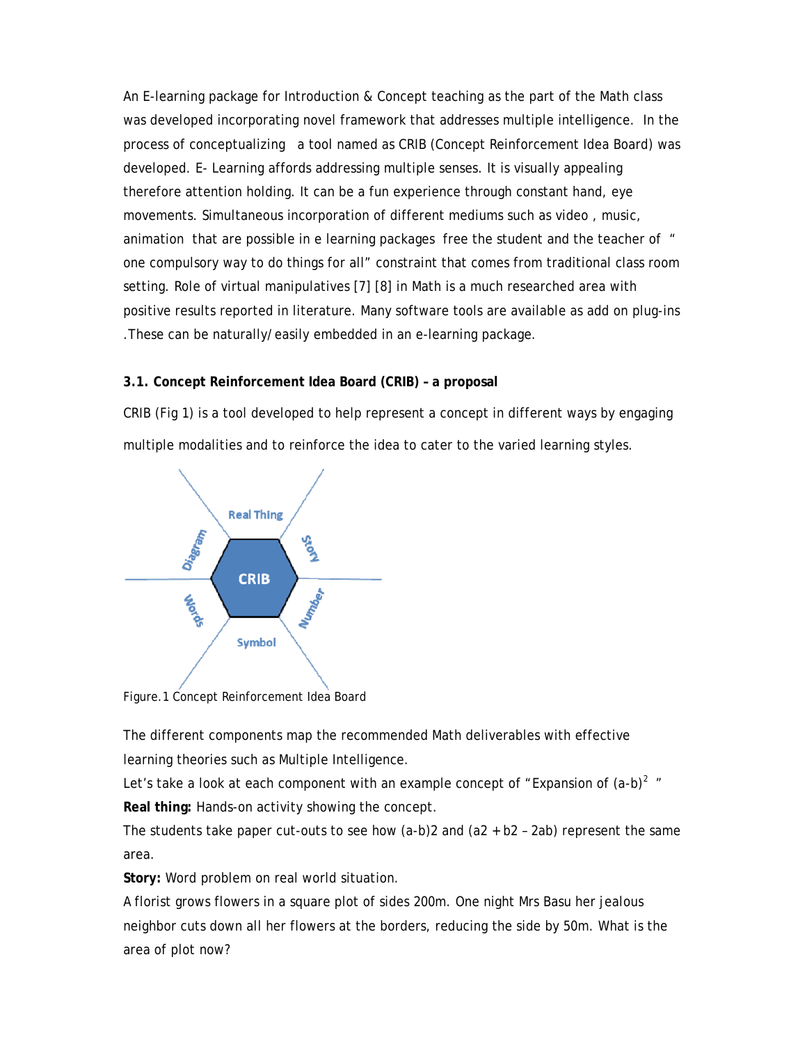An E-learning package for Introduction & Concept teaching as the part of the Math class was developed incorporating novel framework that addresses multiple intelligence. In the process of conceptualizing a tool named as CRIB (Concept Reinforcement Idea Board) was developed. E- Learning affords addressing multiple senses. It is visually appealing therefore attention holding. It can be a fun experience through constant hand, eye movements. Simultaneous incorporation of different mediums such as video , music, animation that are possible in e learning packages free the student and the teacher of " one compulsory way to do things for all" constraint that comes from traditional class room setting. Role of virtual manipulatives [7] [8] in Math is a much researched area with positive results reported in literature. Many software tools are available as add on plug-ins .These can be naturally/easily embedded in an e-learning package.

### 3.1. Concept Reinforcement Idea Board (CRIB) – a proposal

CRIB (Fig 1) is a tool developed to help represent a concept in different ways by engaging multiple modalities and to reinforce the idea to cater to the varied learning styles.

Real Thing, Story, Number, Symbol, Words, Diagram — CRIB

Figure.1 Concept Reinforcement Idea Board

The different components map the recommended Math deliverables with effective learning theories such as Multiple Intelligence.

Let's take a look at each component with an example concept of "Expansion of $(a-b)^2$ "

**Real thing:** Hands-on activity showing the concept.

The students take paper cut-outs to see how (a-b)2 and (a2 + b2 – 2ab) represent the same area.

**Story:** Word problem on real world situation.

A florist grows flowers in a square plot of sides 200m. One night Mrs Basu her jealous neighbor cuts down all her flowers at the borders, reducing the side by 50m. What is the area of plot now?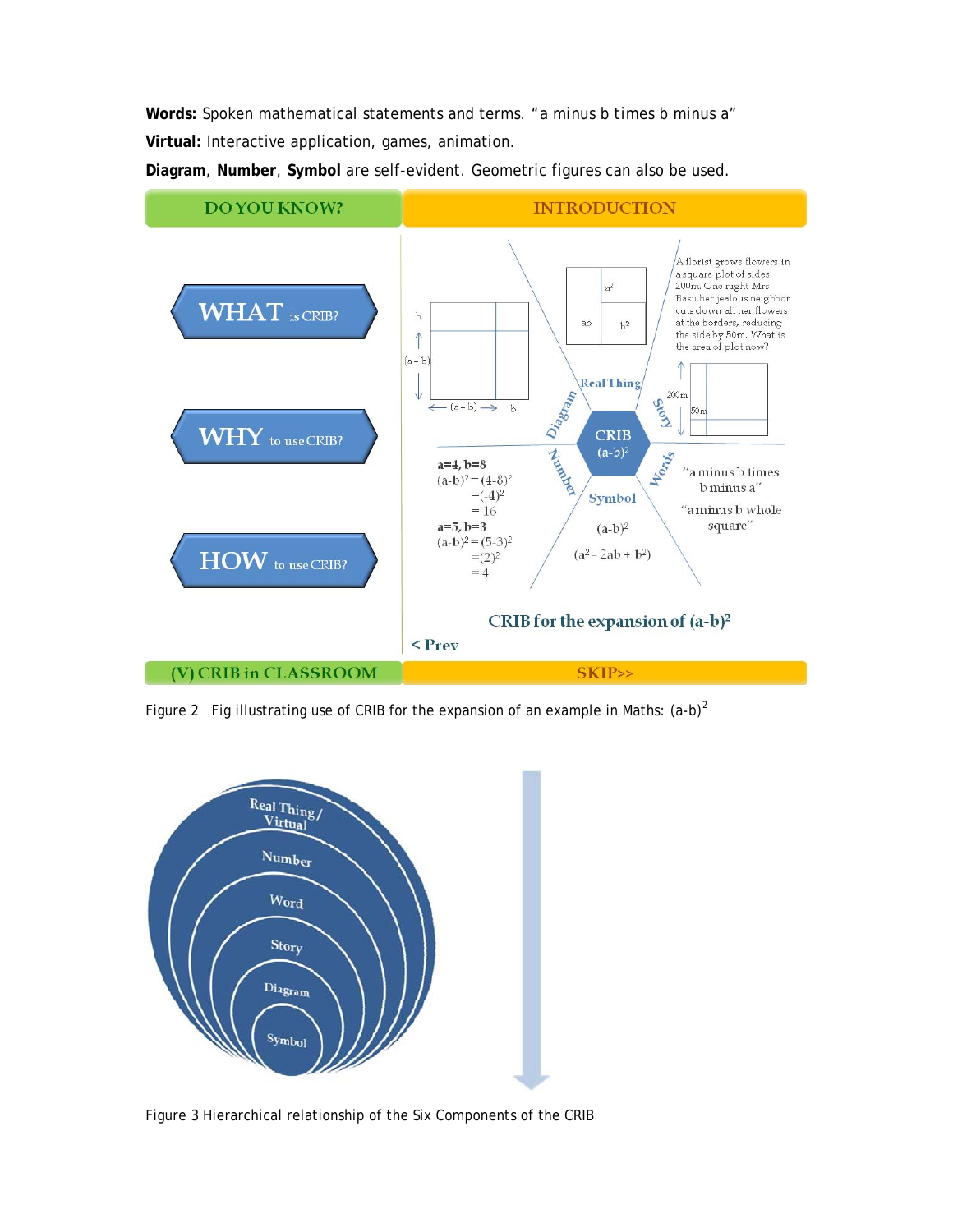**Words:** Spoken mathematical statements and terms. "a minus b times b minus a"

**Virtual:** Interactive application, games, animation.

**Diagram**, **Number**, **Symbol** are self-evident. Geometric figures can also be used.

Figure 2 Fig illustrating use of CRIB for the expansion of an example in Maths: $(a-b)^2$

Figure 3 Hierarchical relationship of the Six Components of the CRIB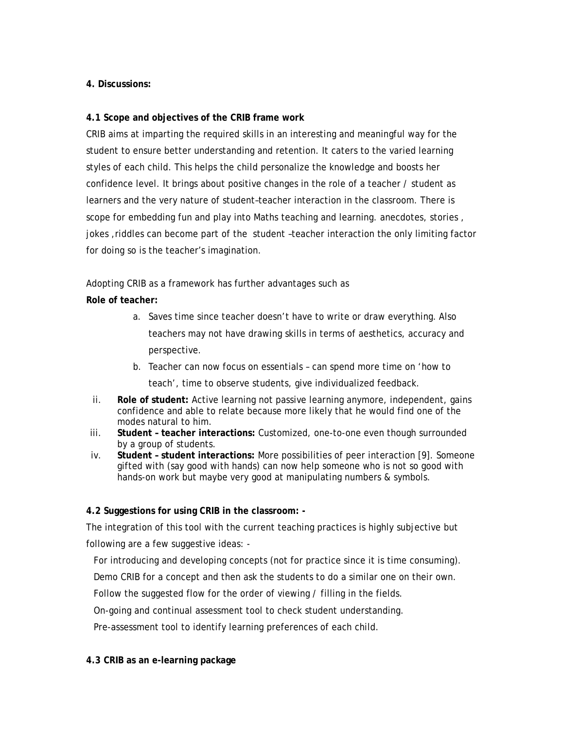**4. Discussions:**

**4.1 Scope and objectives of the CRIB frame work**

CRIB aims at imparting the required skills in an interesting and meaningful way for the student to ensure better understanding and retention. It caters to the varied learning styles of each child. This helps the child personalize the knowledge and boosts her confidence level. It brings about positive changes in the role of a teacher / student as learners and the very nature of student–teacher interaction in the classroom. There is scope for embedding fun and play into Maths teaching and learning. anecdotes, stories , jokes ,riddles can become part of the student –teacher interaction the only limiting factor for doing so is the teacher's imagination.

Adopting CRIB as a framework has further advantages such as

**Role of teacher:**

a. Saves time since teacher doesn't have to write or draw everything. Also teachers may not have drawing skills in terms of aesthetics, accuracy and perspective.
b. Teacher can now focus on essentials – can spend more time on 'how to teach', time to observe students, give individualized feedback.

ii. **Role of student:** Active learning not passive learning anymore, independent, gains confidence and able to relate because more likely that he would find one of the modes natural to him.

iii. **Student – teacher interactions:** Customized, one-to-one even though surrounded by a group of students.

iv. **Student – student interactions:** More possibilities of peer interaction [9]. Someone gifted with (say good with hands) can now help someone who is not so good with hands-on work but maybe very good at manipulating numbers & symbols.

**4.2 Suggestions for using CRIB in the classroom: -**

The integration of this tool with the current teaching practices is highly subjective but following are a few suggestive ideas: -

- For introducing and developing concepts (not for practice since it is time consuming).
- Demo CRIB for a concept and then ask the students to do a similar one on their own.
- Follow the suggested flow for the order of viewing / filling in the fields.
- On-going and continual assessment tool to check student understanding.
- Pre-assessment tool to identify learning preferences of each child.

**4.3 CRIB as an e-learning package**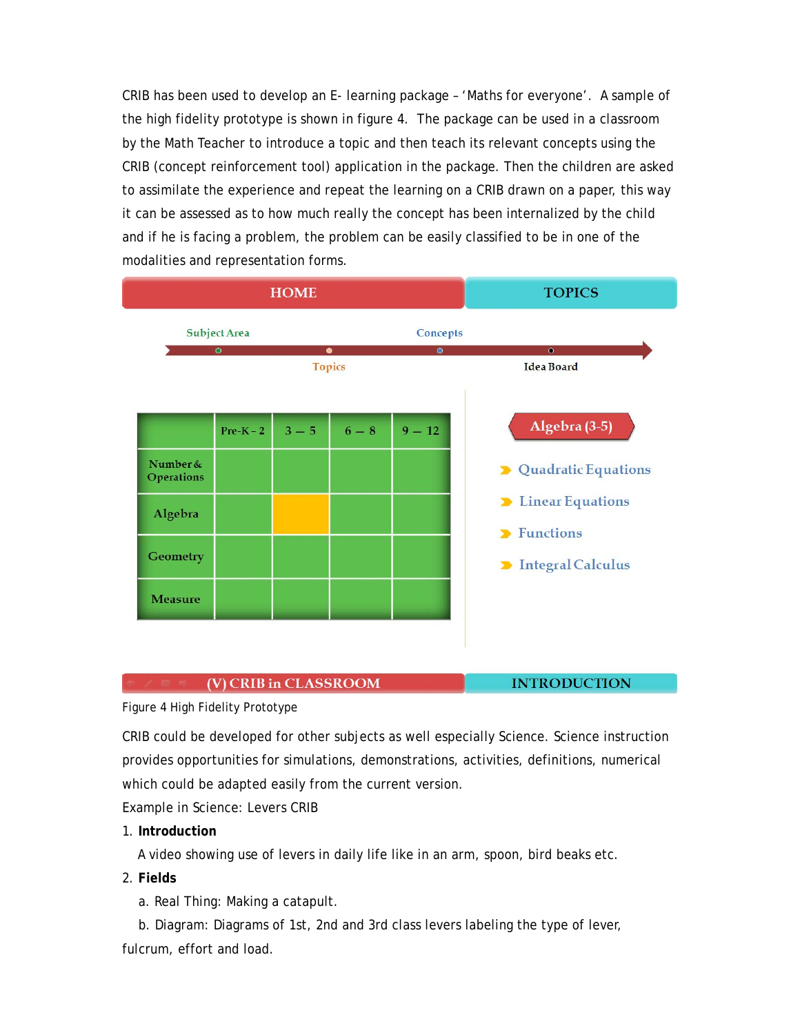CRIB has been used to develop an E- learning package – 'Maths for everyone'. A sample of the high fidelity prototype is shown in figure 4. The package can be used in a classroom by the Math Teacher to introduce a topic and then teach its relevant concepts using the CRIB (concept reinforcement tool) application in the package. Then the children are asked to assimilate the experience and repeat the learning on a CRIB drawn on a paper, this way it can be assessed as to how much really the concept has been internalized by the child and if he is facing a problem, the problem can be easily classified to be in one of the modalities and representation forms.

HOME | TOPICS

Subject Area → Topics → Concepts → Idea Board

| | Pre-K – 2 | 3 – 5 | 6 – 8 | 9 – 12 |
|---|---|---|---|---|
| Number & Operations | | | | |
| Algebra | | | | |
| Geometry | | | | |
| Measure | | | | |

**Algebra (3-5)**

- Quadratic Equations
- Linear Equations
- Functions
- Integral Calculus

(V) CRIB in CLASSROOM | INTRODUCTION

Figure 4 High Fidelity Prototype

CRIB could be developed for other subjects as well especially Science. Science instruction provides opportunities for simulations, demonstrations, activities, definitions, numerical which could be adapted easily from the current version.

Example in Science: Levers CRIB

1. **Introduction**

   A video showing use of levers in daily life like in an arm, spoon, bird beaks etc.

2. **Fields**

   a. Real Thing: Making a catapult.

   b. Diagram: Diagrams of 1st, 2nd and 3rd class levers labeling the type of lever, fulcrum, effort and load.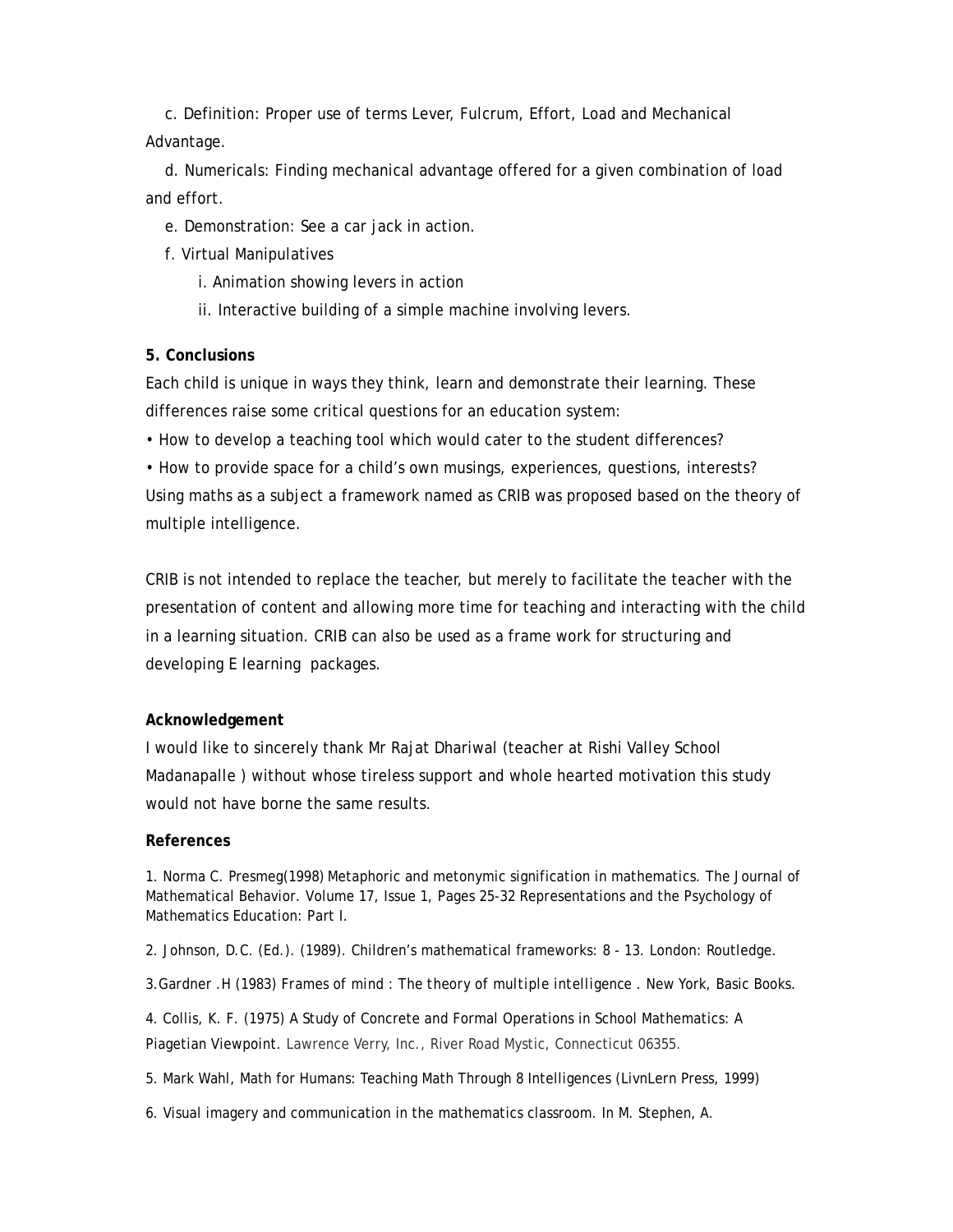c. Definition: Proper use of terms Lever, Fulcrum, Effort, Load and Mechanical Advantage.

d. Numericals: Finding mechanical advantage offered for a given combination of load and effort.

e. Demonstration: See a car jack in action.

f. Virtual Manipulatives

i. Animation showing levers in action

ii. Interactive building of a simple machine involving levers.

**5. Conclusions**

Each child is unique in ways they think, learn and demonstrate their learning. These differences raise some critical questions for an education system:

• How to develop a teaching tool which would cater to the student differences?

• How to provide space for a child's own musings, experiences, questions, interests?

Using maths as a subject a framework named as CRIB was proposed based on the theory of multiple intelligence.

CRIB is not intended to replace the teacher, but merely to facilitate the teacher with the presentation of content and allowing more time for teaching and interacting with the child in a learning situation. CRIB can also be used as a frame work for structuring and developing E learning packages.

**Acknowledgement**

I would like to sincerely thank Mr Rajat Dhariwal (teacher at Rishi Valley School Madanapalle ) without whose tireless support and whole hearted motivation this study would not have borne the same results.

**References**

1. Norma C. Presmeg(1998) Metaphoric and metonymic signification in mathematics. The Journal of Mathematical Behavior. Volume 17, Issue 1, Pages 25-32 Representations and the Psychology of Mathematics Education: Part I.

2. Johnson, D.C. (Ed.). (1989). Children's mathematical frameworks: 8 - 13. London: Routledge.

3. Gardner .H (1983) Frames of mind : *The theory of multiple intelligence* . New York, Basic Books.

4. Collis, K. F. (1975) A Study of Concrete and Formal Operations in School Mathematics: A Piagetian Viewpoint. Lawrence Verry, Inc., River Road Mystic, Connecticut 06355.

5. Mark Wahl, Math for Humans: Teaching Math Through 8 Intelligences (LivnLern Press, 1999)

6. Visual imagery and communication in the mathematics classroom. In M. Stephen, A.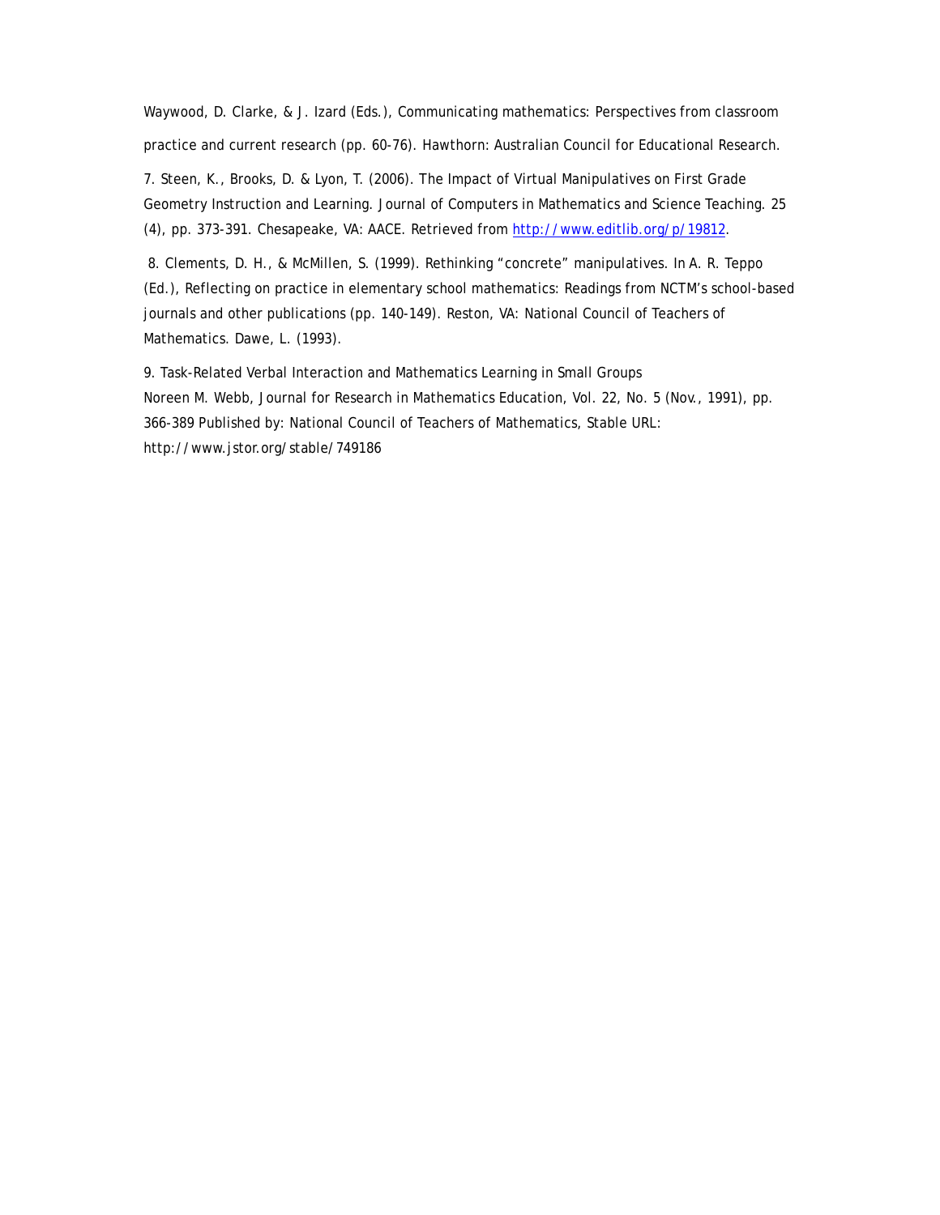Waywood, D. Clarke, & J. Izard (Eds.), Communicating mathematics: Perspectives from classroom practice and current research (pp. 60-76). Hawthorn: Australian Council for Educational Research.

7. Steen, K., Brooks, D. & Lyon, T. (2006). The Impact of Virtual Manipulatives on First Grade Geometry Instruction and Learning. Journal of Computers in Mathematics and Science Teaching. 25 (4), pp. 373-391. Chesapeake, VA: AACE. Retrieved from [http://www.editlib.org/p/19812](http://www.editlib.org/p/19812).

8. Clements, D. H., & McMillen, S. (1999). Rethinking “concrete” manipulatives. In A. R. Teppo (Ed.), Reflecting on practice in elementary school mathematics: Readings from NCTM’s school-based journals and other publications (pp. 140-149). Reston, VA: National Council of Teachers of Mathematics. Dawe, L. (1993).

9. Task-Related Verbal Interaction and Mathematics Learning in Small Groups
Noreen M. Webb, Journal for Research in Mathematics Education, Vol. 22, No. 5 (Nov., 1991), pp. 366-389 Published by: National Council of Teachers of Mathematics, Stable URL: http://www.jstor.org/stable/749186